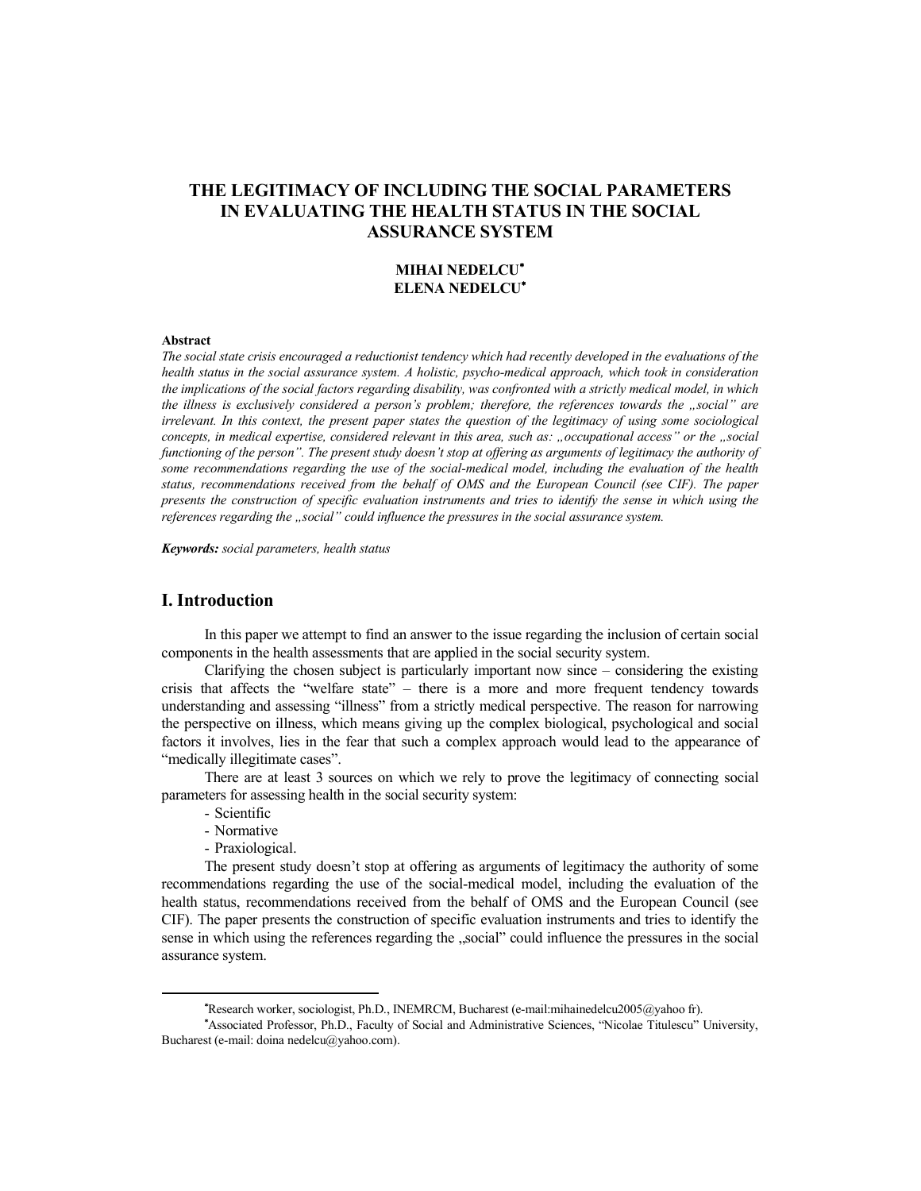# THE LEGITIMACY OF INCLUDING THE SOCIAL PARAMETERS IN EVALUATING THE HEALTH STATUS IN THE SOCIAL ASSURANCE SYSTEM

**MIHAI NEDELCU**[*]
**ELENA NEDELCU**[*]

**Abstract**

*The social state crisis encouraged a reductionist tendency which had recently developed in the evaluations of the health status in the social assurance system. A holistic, psycho-medical approach, which took in consideration the implications of the social factors regarding disability, was confronted with a strictly medical model, in which the illness is exclusively considered a person's problem; therefore, the references towards the „social" are irrelevant. In this context, the present paper states the question of the legitimacy of using some sociological concepts, in medical expertise, considered relevant in this area, such as: „occupational access" or the „social functioning of the person". The present study doesn't stop at offering as arguments of legitimacy the authority of some recommendations regarding the use of the social-medical model, including the evaluation of the health status, recommendations received from the behalf of OMS and the European Council (see CIF). The paper presents the construction of specific evaluation instruments and tries to identify the sense in which using the references regarding the „social" could influence the pressures in the social assurance system.*

***Keywords:*** *social parameters, health status*

## I. Introduction

In this paper we attempt to find an answer to the issue regarding the inclusion of certain social components in the health assessments that are applied in the social security system.

Clarifying the chosen subject is particularly important now since – considering the existing crisis that affects the "welfare state" – there is a more and more frequent tendency towards understanding and assessing "illness" from a strictly medical perspective. The reason for narrowing the perspective on illness, which means giving up the complex biological, psychological and social factors it involves, lies in the fear that such a complex approach would lead to the appearance of "medically illegitimate cases".

There are at least 3 sources on which we rely to prove the legitimacy of connecting social parameters for assessing health in the social security system:

- Scientific
- Normative
- Praxiological.

The present study doesn't stop at offering as arguments of legitimacy the authority of some recommendations regarding the use of the social-medical model, including the evaluation of the health status, recommendations received from the behalf of OMS and the European Council (see CIF). The paper presents the construction of specific evaluation instruments and tries to identify the sense in which using the references regarding the „social" could influence the pressures in the social assurance system.

---

[*] Research worker, sociologist, Ph.D., INEMRCM, Bucharest (e-mail:mihainedelcu2005@yahoo fr).

[*] Associated Professor, Ph.D., Faculty of Social and Administrative Sciences, "Nicolae Titulescu" University, Bucharest (e-mail: doina nedelcu@yahoo.com).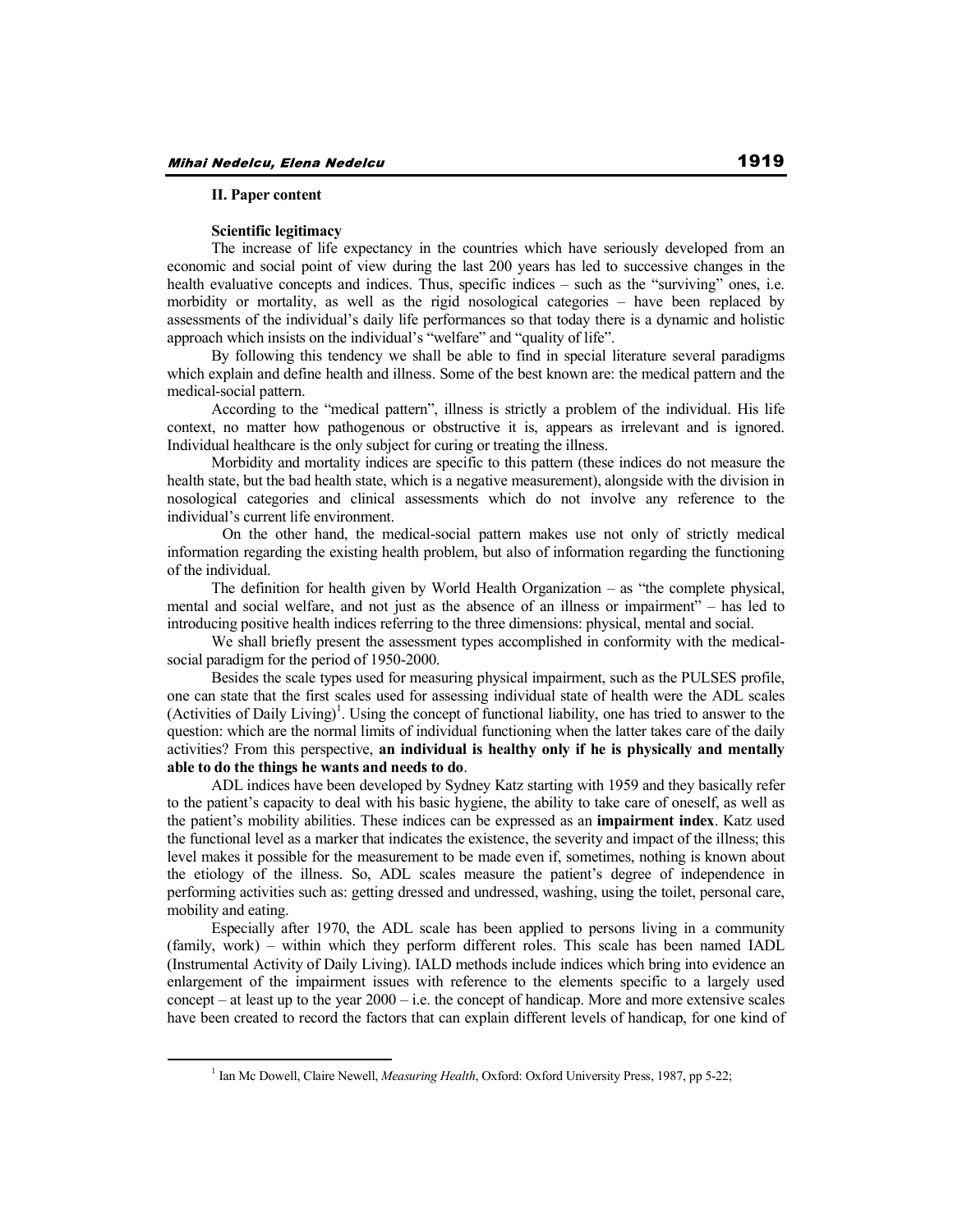**II. Paper content**

**Scientific legitimacy**

The increase of life expectancy in the countries which have seriously developed from an economic and social point of view during the last 200 years has led to successive changes in the health evaluative concepts and indices. Thus, specific indices – such as the "surviving" ones, i.e. morbidity or mortality, as well as the rigid nosological categories – have been replaced by assessments of the individual's daily life performances so that today there is a dynamic and holistic approach which insists on the individual's "welfare" and "quality of life".

By following this tendency we shall be able to find in special literature several paradigms which explain and define health and illness. Some of the best known are: the medical pattern and the medical-social pattern.

According to the "medical pattern", illness is strictly a problem of the individual. His life context, no matter how pathogenous or obstructive it is, appears as irrelevant and is ignored. Individual healthcare is the only subject for curing or treating the illness.

Morbidity and mortality indices are specific to this pattern (these indices do not measure the health state, but the bad health state, which is a negative measurement), alongside with the division in nosological categories and clinical assessments which do not involve any reference to the individual's current life environment.

On the other hand, the medical-social pattern makes use not only of strictly medical information regarding the existing health problem, but also of information regarding the functioning of the individual.

The definition for health given by World Health Organization – as "the complete physical, mental and social welfare, and not just as the absence of an illness or impairment" – has led to introducing positive health indices referring to the three dimensions: physical, mental and social.

We shall briefly present the assessment types accomplished in conformity with the medical-social paradigm for the period of 1950-2000.

Besides the scale types used for measuring physical impairment, such as the PULSES profile, one can state that the first scales used for assessing individual state of health were the ADL scales (Activities of Daily Living)[1]. Using the concept of functional liability, one has tried to answer to the question: which are the normal limits of individual functioning when the latter takes care of the daily activities? From this perspective, **an individual is healthy only if he is physically and mentally able to do the things he wants and needs to do**.

ADL indices have been developed by Sydney Katz starting with 1959 and they basically refer to the patient's capacity to deal with his basic hygiene, the ability to take care of oneself, as well as the patient's mobility abilities. These indices can be expressed as an **impairment index**. Katz used the functional level as a marker that indicates the existence, the severity and impact of the illness; this level makes it possible for the measurement to be made even if, sometimes, nothing is known about the etiology of the illness. So, ADL scales measure the patient's degree of independence in performing activities such as: getting dressed and undressed, washing, using the toilet, personal care, mobility and eating.

Especially after 1970, the ADL scale has been applied to persons living in a community (family, work) – within which they perform different roles. This scale has been named IADL (Instrumental Activity of Daily Living). IALD methods include indices which bring into evidence an enlargement of the impairment issues with reference to the elements specific to a largely used concept – at least up to the year 2000 – i.e. the concept of handicap. More and more extensive scales have been created to record the factors that can explain different levels of handicap, for one kind of

---

[1] Ian Mc Dowell, Claire Newell, *Measuring Health*, Oxford: Oxford University Press, 1987, pp 5-22;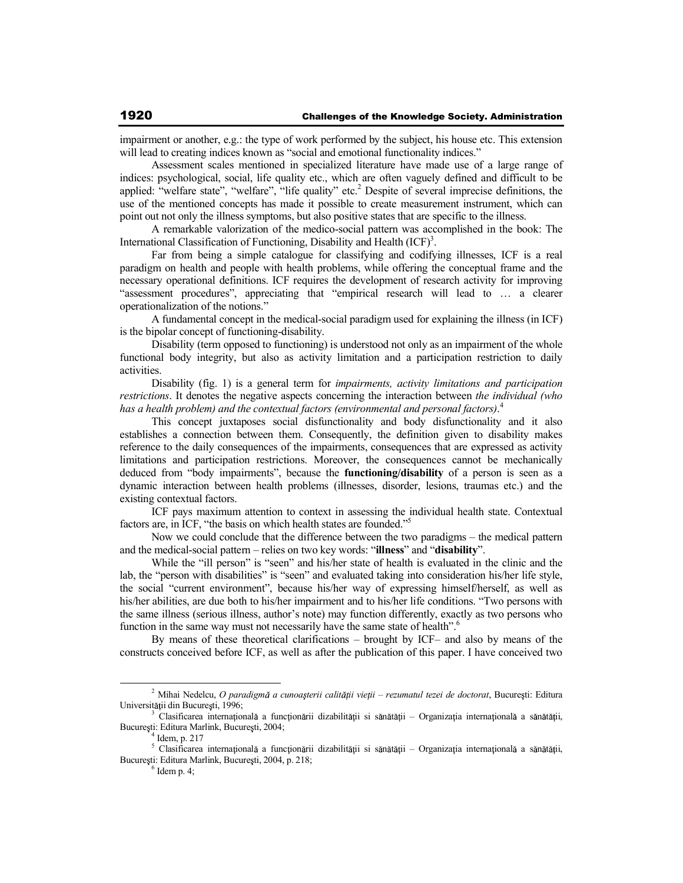impairment or another, e.g.: the type of work performed by the subject, his house etc. This extension will lead to creating indices known as "social and emotional functionality indices."

Assessment scales mentioned in specialized literature have made use of a large range of indices: psychological, social, life quality etc., which are often vaguely defined and difficult to be applied: "welfare state", "welfare", "life quality" etc.[2] Despite of several imprecise definitions, the use of the mentioned concepts has made it possible to create measurement instrument, which can point out not only the illness symptoms, but also positive states that are specific to the illness.

A remarkable valorization of the medico-social pattern was accomplished in the book: The International Classification of Functioning, Disability and Health (ICF)[3].

Far from being a simple catalogue for classifying and codifying illnesses, ICF is a real paradigm on health and people with health problems, while offering the conceptual frame and the necessary operational definitions. ICF requires the development of research activity for improving "assessment procedures", appreciating that "empirical research will lead to … a clearer operationalization of the notions."

A fundamental concept in the medical-social paradigm used for explaining the illness (in ICF) is the bipolar concept of functioning-disability.

Disability (term opposed to functioning) is understood not only as an impairment of the whole functional body integrity, but also as activity limitation and a participation restriction to daily activities.

Disability (fig. 1) is a general term for *impairments, activity limitations and participation restrictions*. It denotes the negative aspects concerning the interaction between *the individual (who has a health problem) and the contextual factors (environmental and personal factors)*.[4]

This concept juxtaposes social disfunctionality and body disfunctionality and it also establishes a connection between them. Consequently, the definition given to disability makes reference to the daily consequences of the impairments, consequences that are expressed as activity limitations and participation restrictions. Moreover, the consequences cannot be mechanically deduced from "body impairments", because the **functioning/disability** of a person is seen as a dynamic interaction between health problems (illnesses, disorder, lesions, traumas etc.) and the existing contextual factors.

ICF pays maximum attention to context in assessing the individual health state. Contextual factors are, in ICF, "the basis on which health states are founded."[5]

Now we could conclude that the difference between the two paradigms – the medical pattern and the medical-social pattern – relies on two key words: "**illness**" and "**disability**".

While the "ill person" is "seen" and his/her state of health is evaluated in the clinic and the lab, the "person with disabilities" is "seen" and evaluated taking into consideration his/her life style, the social "current environment", because his/her way of expressing himself/herself, as well as his/her abilities, are due both to his/her impairment and to his/her life conditions. "Two persons with the same illness (serious illness, author's note) may function differently, exactly as two persons who function in the same way must not necessarily have the same state of health".[6]

By means of these theoretical clarifications – brought by ICF– and also by means of the constructs conceived before ICF, as well as after the publication of this paper. I have conceived two

---

[2] Mihai Nedelcu, *O paradigmă a cunoaşterii calităţii vieţii – rezumatul tezei de doctorat*, Bucureşti: Editura Universităţii din Bucureşti, 1996;

[3] Clasificarea internaţională a funcţionării dizabilităţii si sănătăţii – Organizaţia internaţională a sănătăţii, Bucureşti: Editura Marlink, Bucureşti, 2004;

[4] Idem, p. 217

[5] Clasificarea internaţională a funcţionării dizabilităţii si sănătăţii – Organizaţia internaţională a sănătăţii, Bucureşti: Editura Marlink, Bucureşti, 2004, p. 218;

[6] Idem p. 4;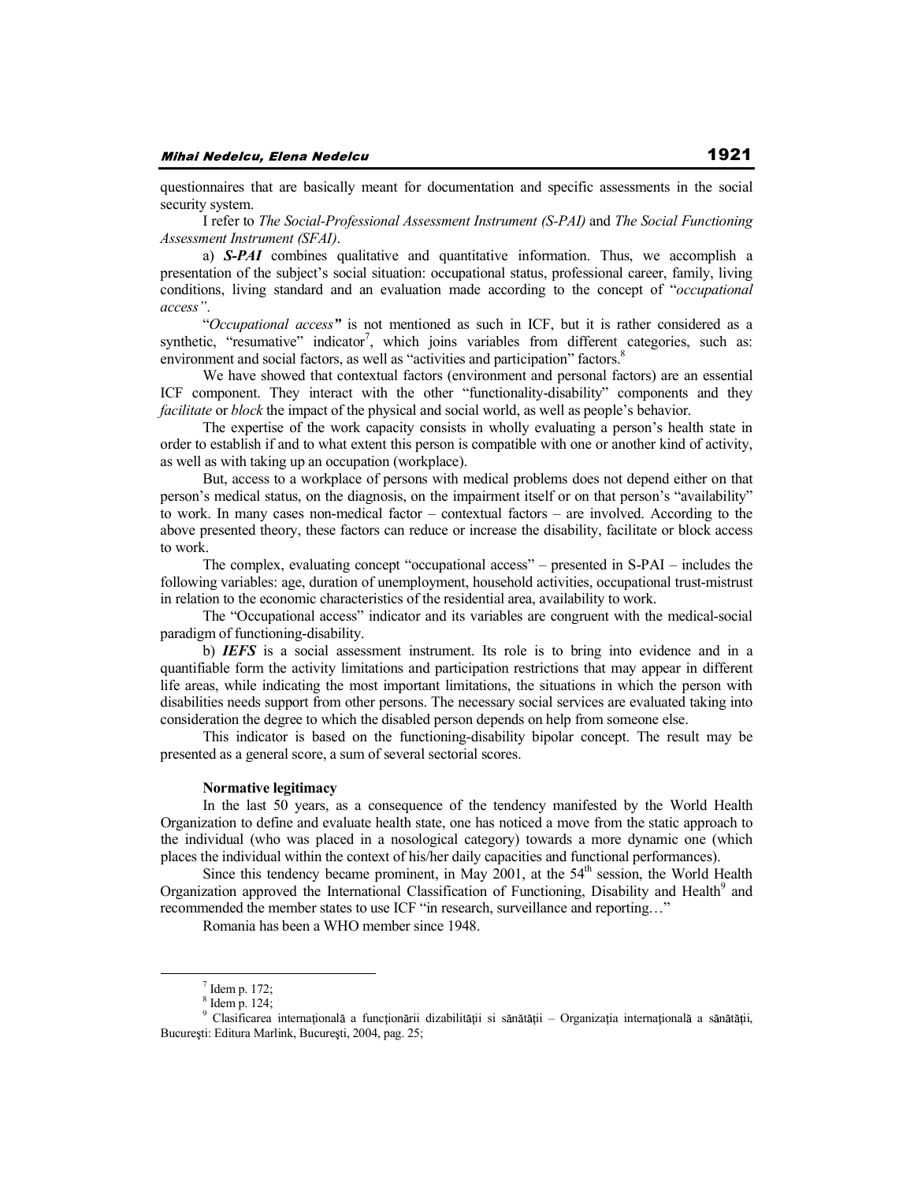questionnaires that are basically meant for documentation and specific assessments in the social security system.

I refer to *The Social-Professional Assessment Instrument (S-PAI)* and *The Social Functioning Assessment Instrument (SFAI)*.

a) ***S-PAI*** combines qualitative and quantitative information. Thus, we accomplish a presentation of the subject's social situation: occupational status, professional career, family, living conditions, living standard and an evaluation made according to the concept of "*occupational access"*.

"*Occupational access***"** is not mentioned as such in ICF, but it is rather considered as a synthetic, "resumative" indicator[7], which joins variables from different categories, such as: environment and social factors, as well as "activities and participation" factors.[8]

We have showed that contextual factors (environment and personal factors) are an essential ICF component. They interact with the other "functionality-disability" components and they *facilitate* or *block* the impact of the physical and social world, as well as people's behavior.

The expertise of the work capacity consists in wholly evaluating a person's health state in order to establish if and to what extent this person is compatible with one or another kind of activity, as well as with taking up an occupation (workplace).

But, access to a workplace of persons with medical problems does not depend either on that person's medical status, on the diagnosis, on the impairment itself or on that person's "availability" to work. In many cases non-medical factor – contextual factors – are involved. According to the above presented theory, these factors can reduce or increase the disability, facilitate or block access to work.

The complex, evaluating concept "occupational access" – presented in S-PAI – includes the following variables: age, duration of unemployment, household activities, occupational trust-mistrust in relation to the economic characteristics of the residential area, availability to work.

The "Occupational access" indicator and its variables are congruent with the medical-social paradigm of functioning-disability.

b) ***IEFS*** is a social assessment instrument. Its role is to bring into evidence and in a quantifiable form the activity limitations and participation restrictions that may appear in different life areas, while indicating the most important limitations, the situations in which the person with disabilities needs support from other persons. The necessary social services are evaluated taking into consideration the degree to which the disabled person depends on help from someone else.

This indicator is based on the functioning-disability bipolar concept. The result may be presented as a general score, a sum of several sectorial scores.

**Normative legitimacy**

In the last 50 years, as a consequence of the tendency manifested by the World Health Organization to define and evaluate health state, one has noticed a move from the static approach to the individual (who was placed in a nosological category) towards a more dynamic one (which places the individual within the context of his/her daily capacities and functional performances).

Since this tendency became prominent, in May 2001, at the 54th session, the World Health Organization approved the International Classification of Functioning, Disability and Health[9] and recommended the member states to use ICF "in research, surveillance and reporting…"

Romania has been a WHO member since 1948.

---

[7] Idem p. 172;

[8] Idem p. 124;

[9] Clasificarea internaţională a funcţionării dizabilităţii si sănătăţii – Organizaţia internaţională a sănătăţii, Bucureşti: Editura Marlink, Bucureşti, 2004, pag. 25;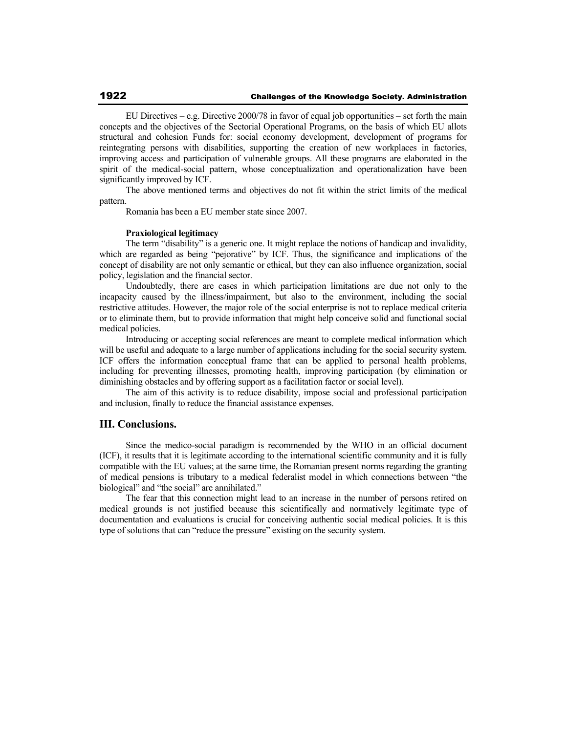EU Directives – e.g. Directive 2000/78 in favor of equal job opportunities – set forth the main concepts and the objectives of the Sectorial Operational Programs, on the basis of which EU allots structural and cohesion Funds for: social economy development, development of programs for reintegrating persons with disabilities, supporting the creation of new workplaces in factories, improving access and participation of vulnerable groups. All these programs are elaborated in the spirit of the medical-social pattern, whose conceptualization and operationalization have been significantly improved by ICF.

The above mentioned terms and objectives do not fit within the strict limits of the medical pattern.

Romania has been a EU member state since 2007.

**Praxiological legitimacy**

The term "disability" is a generic one. It might replace the notions of handicap and invalidity, which are regarded as being "pejorative" by ICF. Thus, the significance and implications of the concept of disability are not only semantic or ethical, but they can also influence organization, social policy, legislation and the financial sector.

Undoubtedly, there are cases in which participation limitations are due not only to the incapacity caused by the illness/impairment, but also to the environment, including the social restrictive attitudes. However, the major role of the social enterprise is not to replace medical criteria or to eliminate them, but to provide information that might help conceive solid and functional social medical policies.

Introducing or accepting social references are meant to complete medical information which will be useful and adequate to a large number of applications including for the social security system. ICF offers the information conceptual frame that can be applied to personal health problems, including for preventing illnesses, promoting health, improving participation (by elimination or diminishing obstacles and by offering support as a facilitation factor or social level).

The aim of this activity is to reduce disability, impose social and professional participation and inclusion, finally to reduce the financial assistance expenses.

## III. Conclusions.

Since the medico-social paradigm is recommended by the WHO in an official document (ICF), it results that it is legitimate according to the international scientific community and it is fully compatible with the EU values; at the same time, the Romanian present norms regarding the granting of medical pensions is tributary to a medical federalist model in which connections between "the biological" and "the social" are annihilated."

The fear that this connection might lead to an increase in the number of persons retired on medical grounds is not justified because this scientifically and normatively legitimate type of documentation and evaluations is crucial for conceiving authentic social medical policies. It is this type of solutions that can "reduce the pressure" existing on the security system.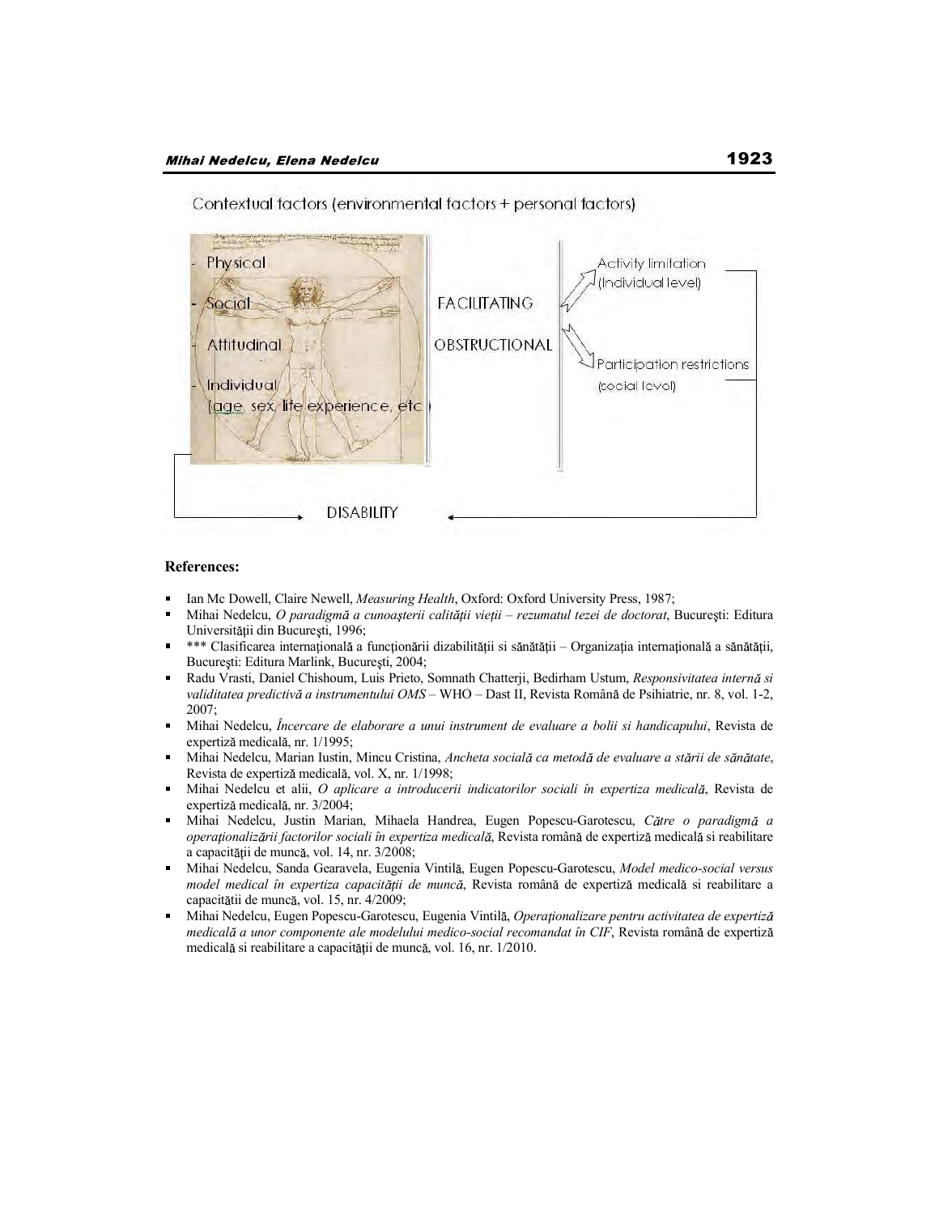Contextual factors (environmental factors + personal factors)

- Physical
- Social
- Attitudinal
- Individual (age, sex, life experience, etc.)

FACILITATING

OBSTRUCTIONAL

Activity limitation (Individual level)

Participation restrictions (social level)

DISABILITY

**References:**

- Ian Mc Dowell, Claire Newell, *Measuring Health*, Oxford: Oxford University Press, 1987;
- Mihai Nedelcu, *O paradigmă a cunoaşterii calităţii vieţii – rezumatul tezei de doctorat*, Bucureşti: Editura Universităţii din Bucureşti, 1996;
- *** Clasificarea internaţională a funcţionării dizabilităţii si sănătăţii – Organizaţia internaţională a sănătăţii, Bucureşti: Editura Marlink, Bucureşti, 2004;
- Radu Vrasti, Daniel Chishoum, Luis Prieto, Somnath Chatterji, Bedirham Ustum, *Responsivitatea internă si validitatea predictivă a instrumentului OMS* – WHO – Dast II, Revista Română de Psihiatrie, nr. 8, vol. 1-2, 2007;
- Mihai Nedelcu, *Încercare de elaborare a unui instrument de evaluare a bolii si handicapului*, Revista de expertiză medicală, nr. 1/1995;
- Mihai Nedelcu, Marian Iustin, Mincu Cristina, *Ancheta socială ca metodă de evaluare a stării de sănătate*, Revista de expertiză medicală, vol. X, nr. 1/1998;
- Mihai Nedelcu et alii, *O aplicare a introducerii indicatorilor sociali în expertiza medicală*, Revista de expertiză medicală, nr. 3/2004;
- Mihai Nedelcu, Justin Marian, Mihaela Handrea, Eugen Popescu-Garotescu, *Către o paradigmă a operaţionalizării factorilor sociali în expertiza medicală*, Revista română de expertiză medicală si reabilitare a capacităţii de muncă, vol. 14, nr. 3/2008;
- Mihai Nedelcu, Sanda Gearavela, Eugenia Vintilă, Eugen Popescu-Garotescu, *Model medico-social versus model medical în expertiza capacităţii de muncă*, Revista română de expertiză medicală si reabilitare a capacităţii de muncă, vol. 15, nr. 4/2009;
- Mihai Nedelcu, Eugen Popescu-Garotescu, Eugenia Vintilă, *Operaţionalizare pentru activitatea de expertiză medicală a unor componente ale modelului medico-social recomandat în CIF*, Revista română de expertiză medicală si reabilitare a capacităţii de muncă, vol. 16, nr. 1/2010.